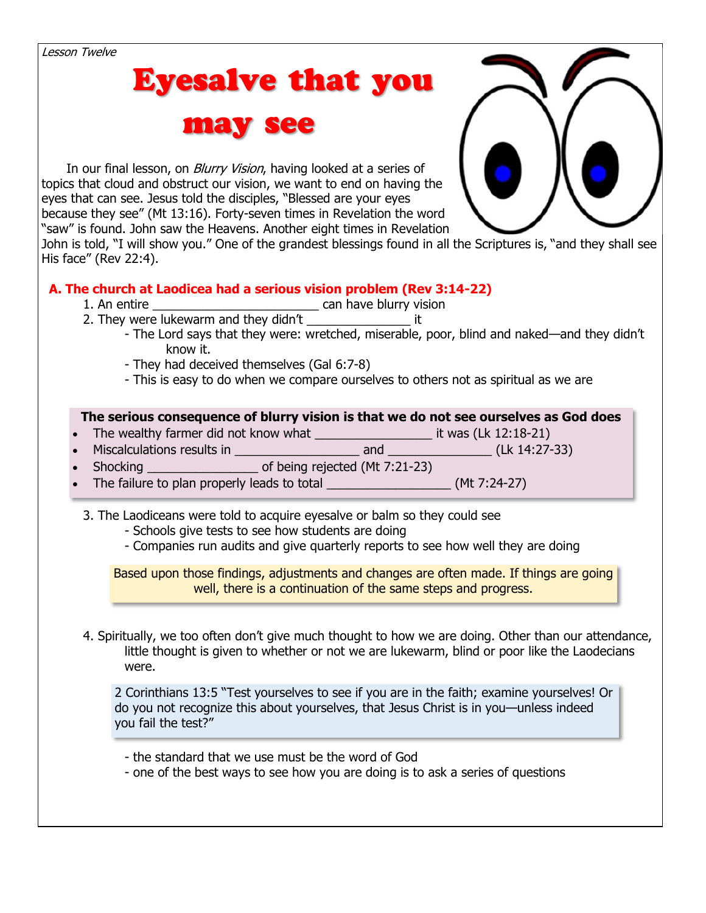*Lesson Twelve*

# Eyesalve that you may see

In our final lesson, on *Blurry Vision*, having looked at a series of topics that cloud and obstruct our vision, we want to end on having the eyes that can see. Jesus told the disciples, "Blessed are your eyes because they see" (Mt 13:16). Forty-seven times in Revelation the word "saw" is found. John saw the Heavens. Another eight times in Revelation John is told, "I will show you." One of the grandest blessings found in all the Scriptures is, "and they shall see His face" (Rev 22:4).

## A. The church at Laodicea had a serious vision problem (Rev 3:14-22)

1. An entire ________________________ can have blurry vision
2. They were lukewarm and they didn't _______________ it
   - The Lord says that they were: wretched, miserable, poor, blind and naked—and they didn't know it.
   - They had deceived themselves (Gal 6:7-8)
   - This is easy to do when we compare ourselves to others not as spiritual as we are

**The serious consequence of blurry vision is that we do not see ourselves as God does**

- The wealthy farmer did not know what ________________ it was (Lk 12:18-21)
- Miscalculations results in __________________ and _______________ (Lk 14:27-33)
- Shocking ________________ of being rejected (Mt 7:21-23)
- The failure to plan properly leads to total _________________ (Mt 7:24-27)

3. The Laodiceans were told to acquire eyesalve or balm so they could see
   - Schools give tests to see how students are doing
   - Companies run audits and give quarterly reports to see how well they are doing

Based upon those findings, adjustments and changes are often made. If things are going well, there is a continuation of the same steps and progress.

4. Spiritually, we too often don't give much thought to how we are doing. Other than our attendance, little thought is given to whether or not we are lukewarm, blind or poor like the Laodecians were.

2 Corinthians 13:5 "Test yourselves to see if you are in the faith; examine yourselves! Or do you not recognize this about yourselves, that Jesus Christ is in you—unless indeed you fail the test?"

   - the standard that we use must be the word of God
   - one of the best ways to see how you are doing is to ask a series of questions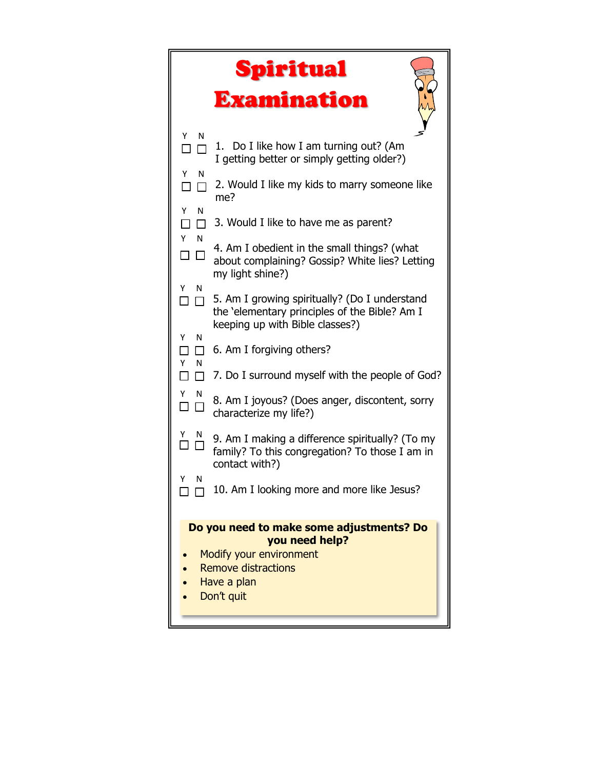# Spiritual Examination

Y N
☐ ☐ 1. Do I like how I am turning out? (Am I getting better or simply getting older?)

Y N
☐ ☐ 2. Would I like my kids to marry someone like me?

Y N
☐ ☐ 3. Would I like to have me as parent?

Y N
☐ ☐ 4. Am I obedient in the small things? (what about complaining? Gossip? White lies? Letting my light shine?)

Y N
☐ ☐ 5. Am I growing spiritually? (Do I understand the 'elementary principles of the Bible? Am I keeping up with Bible classes?)

Y N
☐ ☐ 6. Am I forgiving others?

Y N
☐ ☐ 7. Do I surround myself with the people of God?

Y N
☐ ☐ 8. Am I joyous? (Does anger, discontent, sorry characterize my life?)

Y N
☐ ☐ 9. Am I making a difference spiritually? (To my family? To this congregation? To those I am in contact with?)

Y N
☐ ☐ 10. Am I looking more and more like Jesus?

**Do you need to make some adjustments? Do you need help?**

- Modify your environment
- Remove distractions
- Have a plan
- Don't quit